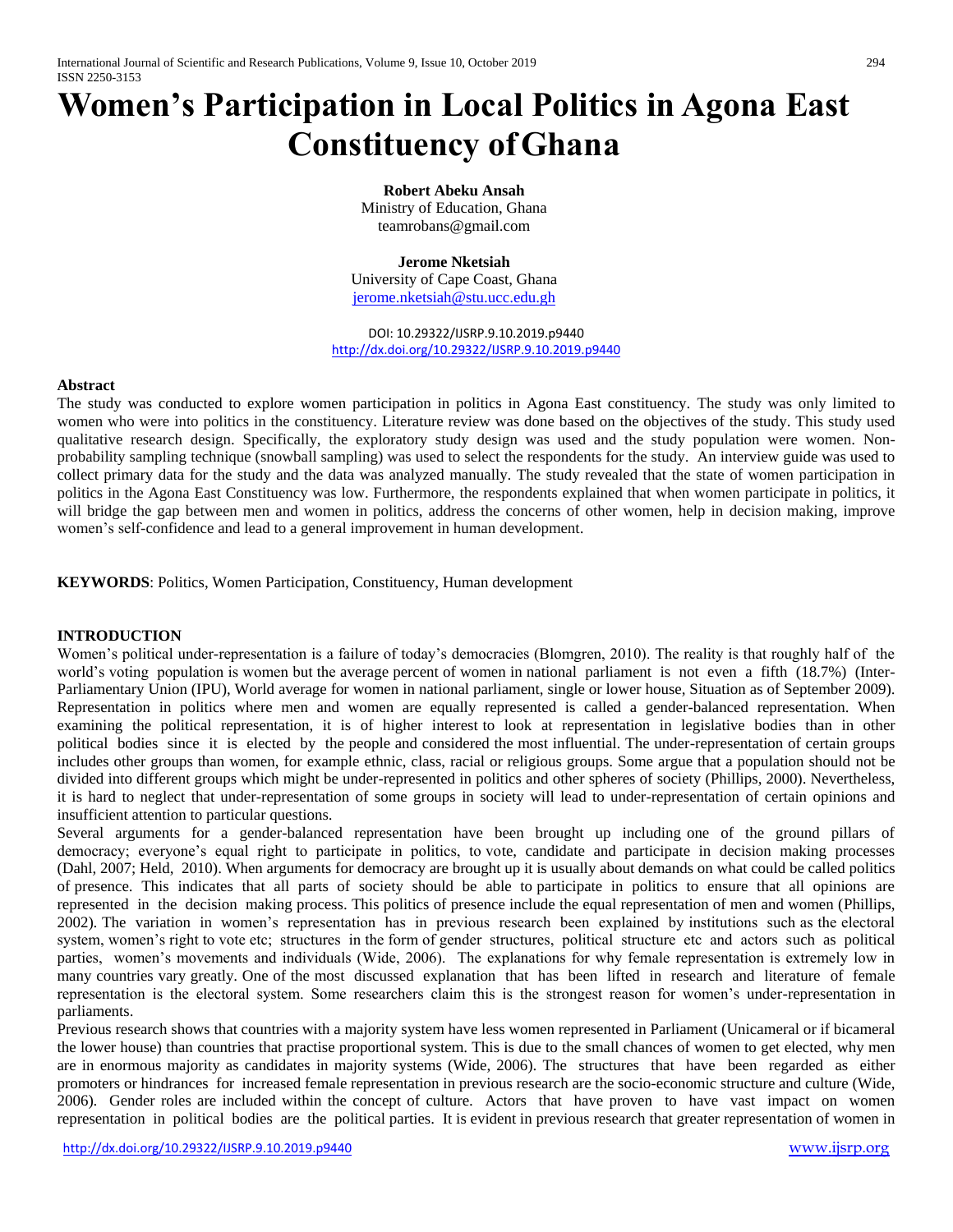# Women's Participation in Local Politics in Agona East Constituency of Ghana

**Robert Abeku Ansah**
Ministry of Education, Ghana
teamrobans@gmail.com

**Jerome Nketsiah**
University of Cape Coast, Ghana
jerome.nketsiah@stu.ucc.edu.gh

DOI: 10.29322/IJSRP.9.10.2019.p9440
http://dx.doi.org/10.29322/IJSRP.9.10.2019.p9440

**Abstract**

The study was conducted to explore women participation in politics in Agona East constituency. The study was only limited to women who were into politics in the constituency. Literature review was done based on the objectives of the study. This study used qualitative research design. Specifically, the exploratory study design was used and the study population were women. Non-probability sampling technique (snowball sampling) was used to select the respondents for the study. An interview guide was used to collect primary data for the study and the data was analyzed manually. The study revealed that the state of women participation in politics in the Agona East Constituency was low. Furthermore, the respondents explained that when women participate in politics, it will bridge the gap between men and women in politics, address the concerns of other women, help in decision making, improve women's self-confidence and lead to a general improvement in human development.

**KEYWORDS**: Politics, Women Participation, Constituency, Human development

**INTRODUCTION**

Women's political under-representation is a failure of today's democracies (Blomgren, 2010). The reality is that roughly half of the world's voting population is women but the average percent of women in national parliament is not even a fifth (18.7%) (Inter-Parliamentary Union (IPU), World average for women in national parliament, single or lower house, Situation as of September 2009). Representation in politics where men and women are equally represented is called a gender-balanced representation. When examining the political representation, it is of higher interest to look at representation in legislative bodies than in other political bodies since it is elected by the people and considered the most influential. The under-representation of certain groups includes other groups than women, for example ethnic, class, racial or religious groups. Some argue that a population should not be divided into different groups which might be under-represented in politics and other spheres of society (Phillips, 2000). Nevertheless, it is hard to neglect that under-representation of some groups in society will lead to under-representation of certain opinions and insufficient attention to particular questions.

Several arguments for a gender-balanced representation have been brought up including one of the ground pillars of democracy; everyone's equal right to participate in politics, to vote, candidate and participate in decision making processes (Dahl, 2007; Held, 2010). When arguments for democracy are brought up it is usually about demands on what could be called politics of presence. This indicates that all parts of society should be able to participate in politics to ensure that all opinions are represented in the decision making process. This politics of presence include the equal representation of men and women (Phillips, 2002). The variation in women's representation has in previous research been explained by institutions such as the electoral system, women's right to vote etc; structures in the form of gender structures, political structure etc and actors such as political parties, women's movements and individuals (Wide, 2006). The explanations for why female representation is extremely low in many countries vary greatly. One of the most discussed explanation that has been lifted in research and literature of female representation is the electoral system. Some researchers claim this is the strongest reason for women's under-representation in parliaments.

Previous research shows that countries with a majority system have less women represented in Parliament (Unicameral or if bicameral the lower house) than countries that practise proportional system. This is due to the small chances of women to get elected, why men are in enormous majority as candidates in majority systems (Wide, 2006). The structures that have been regarded as either promoters or hindrances for increased female representation in previous research are the socio-economic structure and culture (Wide, 2006). Gender roles are included within the concept of culture. Actors that have proven to have vast impact on women representation in political bodies are the political parties. It is evident in previous research that greater representation of women in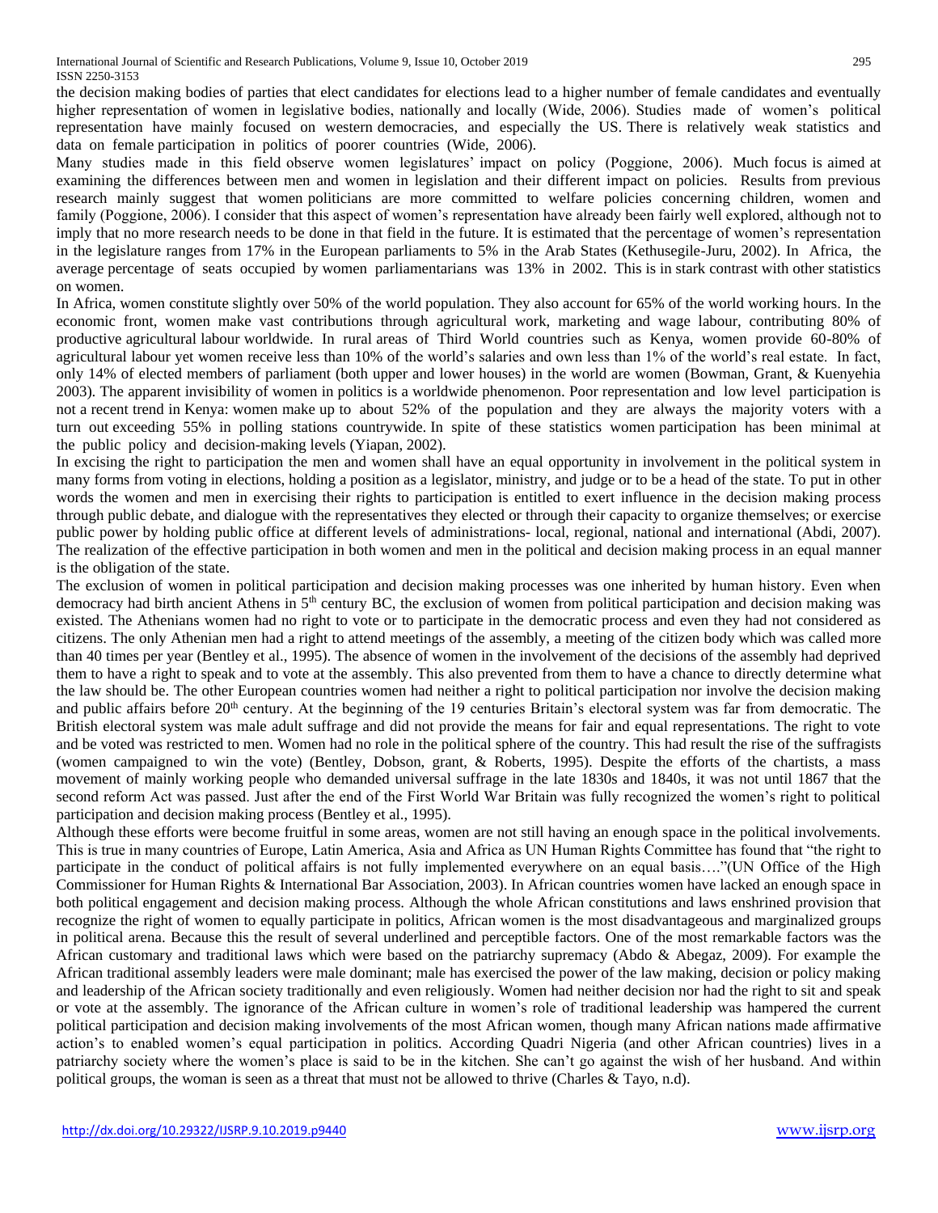the decision making bodies of parties that elect candidates for elections lead to a higher number of female candidates and eventually higher representation of women in legislative bodies, nationally and locally (Wide, 2006). Studies made of women's political representation have mainly focused on western democracies, and especially the US. There is relatively weak statistics and data on female participation in politics of poorer countries (Wide, 2006).

Many studies made in this field observe women legislatures' impact on policy (Poggione, 2006). Much focus is aimed at examining the differences between men and women in legislation and their different impact on policies. Results from previous research mainly suggest that women politicians are more committed to welfare policies concerning children, women and family (Poggione, 2006). I consider that this aspect of women's representation have already been fairly well explored, although not to imply that no more research needs to be done in that field in the future. It is estimated that the percentage of women's representation in the legislature ranges from 17% in the European parliaments to 5% in the Arab States (Kethusegile-Juru, 2002). In Africa, the average percentage of seats occupied by women parliamentarians was 13% in 2002. This is in stark contrast with other statistics on women.

In Africa, women constitute slightly over 50% of the world population. They also account for 65% of the world working hours. In the economic front, women make vast contributions through agricultural work, marketing and wage labour, contributing 80% of productive agricultural labour worldwide. In rural areas of Third World countries such as Kenya, women provide 60-80% of agricultural labour yet women receive less than 10% of the world's salaries and own less than 1% of the world's real estate. In fact, only 14% of elected members of parliament (both upper and lower houses) in the world are women (Bowman, Grant, & Kuenyehia 2003). The apparent invisibility of women in politics is a worldwide phenomenon. Poor representation and low level participation is not a recent trend in Kenya: women make up to about 52% of the population and they are always the majority voters with a turn out exceeding 55% in polling stations countrywide. In spite of these statistics women participation has been minimal at the public policy and decision-making levels (Yiapan, 2002).

In excising the right to participation the men and women shall have an equal opportunity in involvement in the political system in many forms from voting in elections, holding a position as a legislator, ministry, and judge or to be a head of the state. To put in other words the women and men in exercising their rights to participation is entitled to exert influence in the decision making process through public debate, and dialogue with the representatives they elected or through their capacity to organize themselves; or exercise public power by holding public office at different levels of administrations- local, regional, national and international (Abdi, 2007). The realization of the effective participation in both women and men in the political and decision making process in an equal manner is the obligation of the state.

The exclusion of women in political participation and decision making processes was one inherited by human history. Even when democracy had birth ancient Athens in 5th century BC, the exclusion of women from political participation and decision making was existed. The Athenians women had no right to vote or to participate in the democratic process and even they had not considered as citizens. The only Athenian men had a right to attend meetings of the assembly, a meeting of the citizen body which was called more than 40 times per year (Bentley et al., 1995). The absence of women in the involvement of the decisions of the assembly had deprived them to have a right to speak and to vote at the assembly. This also prevented from them to have a chance to directly determine what the law should be. The other European countries women had neither a right to political participation nor involve the decision making and public affairs before 20th century. At the beginning of the 19 centuries Britain's electoral system was far from democratic. The British electoral system was male adult suffrage and did not provide the means for fair and equal representations. The right to vote and be voted was restricted to men. Women had no role in the political sphere of the country. This had result the rise of the suffragists (women campaigned to win the vote) (Bentley, Dobson, grant, & Roberts, 1995). Despite the efforts of the chartists, a mass movement of mainly working people who demanded universal suffrage in the late 1830s and 1840s, it was not until 1867 that the second reform Act was passed. Just after the end of the First World War Britain was fully recognized the women's right to political participation and decision making process (Bentley et al., 1995).

Although these efforts were become fruitful in some areas, women are not still having an enough space in the political involvements. This is true in many countries of Europe, Latin America, Asia and Africa as UN Human Rights Committee has found that "the right to participate in the conduct of political affairs is not fully implemented everywhere on an equal basis…."(UN Office of the High Commissioner for Human Rights & International Bar Association, 2003). In African countries women have lacked an enough space in both political engagement and decision making process. Although the whole African constitutions and laws enshrined provision that recognize the right of women to equally participate in politics, African women is the most disadvantageous and marginalized groups in political arena. Because this the result of several underlined and perceptible factors. One of the most remarkable factors was the African customary and traditional laws which were based on the patriarchy supremacy (Abdo & Abegaz, 2009). For example the African traditional assembly leaders were male dominant; male has exercised the power of the law making, decision or policy making and leadership of the African society traditionally and even religiously. Women had neither decision nor had the right to sit and speak or vote at the assembly. The ignorance of the African culture in women's role of traditional leadership was hampered the current political participation and decision making involvements of the most African women, though many African nations made affirmative action's to enabled women's equal participation in politics. According Quadri Nigeria (and other African countries) lives in a patriarchy society where the women's place is said to be in the kitchen. She can't go against the wish of her husband. And within political groups, the woman is seen as a threat that must not be allowed to thrive (Charles & Tayo, n.d).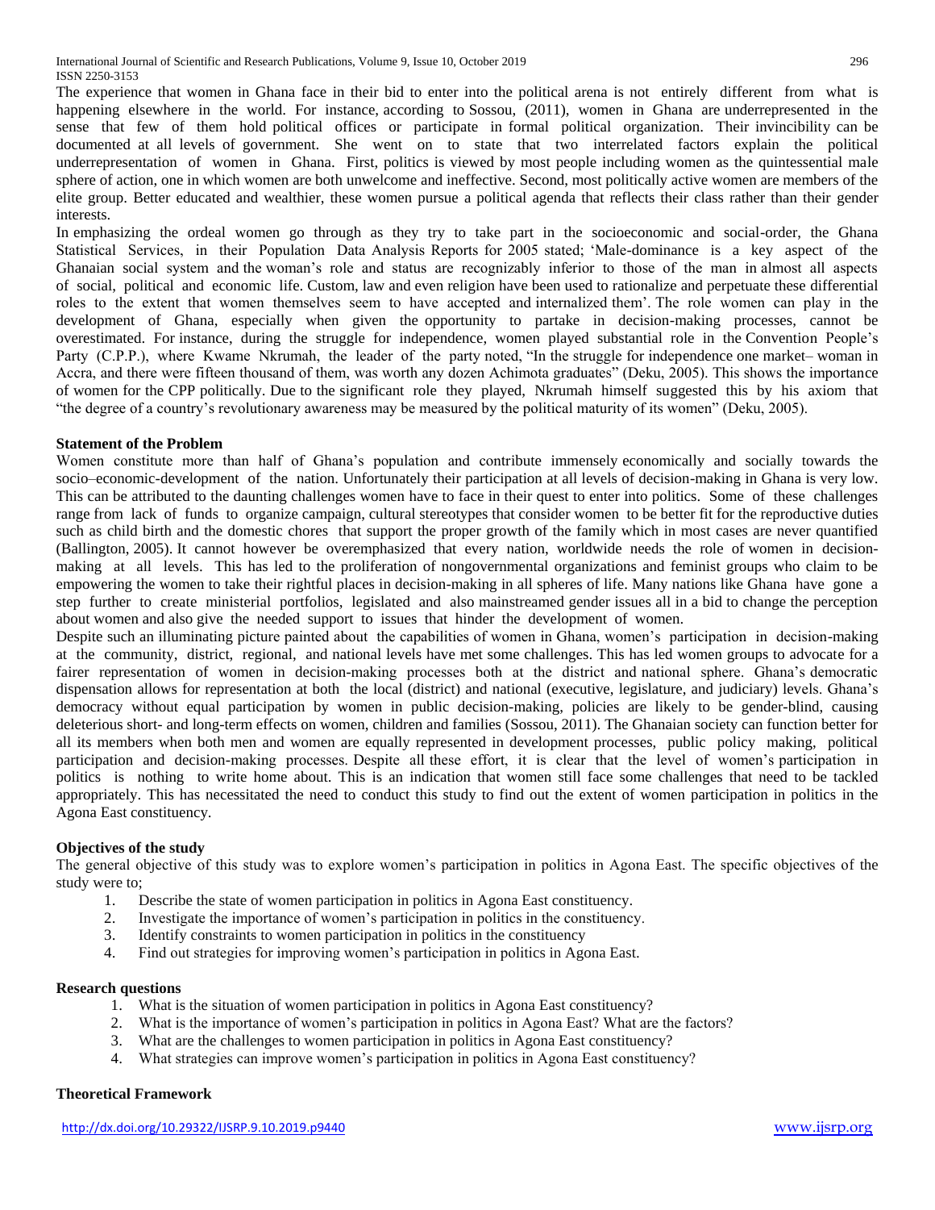The experience that women in Ghana face in their bid to enter into the political arena is not entirely different from what is happening elsewhere in the world. For instance, according to Sossou, (2011), women in Ghana are underrepresented in the sense that few of them hold political offices or participate in formal political organization. Their invincibility can be documented at all levels of government. She went on to state that two interrelated factors explain the political underrepresentation of women in Ghana. First, politics is viewed by most people including women as the quintessential male sphere of action, one in which women are both unwelcome and ineffective. Second, most politically active women are members of the elite group. Better educated and wealthier, these women pursue a political agenda that reflects their class rather than their gender interests.

In emphasizing the ordeal women go through as they try to take part in the socioeconomic and social-order, the Ghana Statistical Services, in their Population Data Analysis Reports for 2005 stated; 'Male-dominance is a key aspect of the Ghanaian social system and the woman's role and status are recognizably inferior to those of the man in almost all aspects of social, political and economic life. Custom, law and even religion have been used to rationalize and perpetuate these differential roles to the extent that women themselves seem to have accepted and internalized them'. The role women can play in the development of Ghana, especially when given the opportunity to partake in decision-making processes, cannot be overestimated. For instance, during the struggle for independence, women played substantial role in the Convention People's Party (C.P.P.), where Kwame Nkrumah, the leader of the party noted, "In the struggle for independence one market– woman in Accra, and there were fifteen thousand of them, was worth any dozen Achimota graduates" (Deku, 2005). This shows the importance of women for the CPP politically. Due to the significant role they played, Nkrumah himself suggested this by his axiom that "the degree of a country's revolutionary awareness may be measured by the political maturity of its women" (Deku, 2005).

### Statement of the Problem

Women constitute more than half of Ghana's population and contribute immensely economically and socially towards the socio–economic-development of the nation. Unfortunately their participation at all levels of decision-making in Ghana is very low. This can be attributed to the daunting challenges women have to face in their quest to enter into politics. Some of these challenges range from lack of funds to organize campaign, cultural stereotypes that consider women to be better fit for the reproductive duties such as child birth and the domestic chores that support the proper growth of the family which in most cases are never quantified (Ballington, 2005). It cannot however be overemphasized that every nation, worldwide needs the role of women in decision-making at all levels. This has led to the proliferation of nongovernmental organizations and feminist groups who claim to be empowering the women to take their rightful places in decision-making in all spheres of life. Many nations like Ghana have gone a step further to create ministerial portfolios, legislated and also mainstreamed gender issues all in a bid to change the perception about women and also give the needed support to issues that hinder the development of women.

Despite such an illuminating picture painted about the capabilities of women in Ghana, women's participation in decision-making at the community, district, regional, and national levels have met some challenges. This has led women groups to advocate for a fairer representation of women in decision-making processes both at the district and national sphere. Ghana's democratic dispensation allows for representation at both the local (district) and national (executive, legislature, and judiciary) levels. Ghana's democracy without equal participation by women in public decision-making, policies are likely to be gender-blind, causing deleterious short- and long-term effects on women, children and families (Sossou, 2011). The Ghanaian society can function better for all its members when both men and women are equally represented in development processes, public policy making, political participation and decision-making processes. Despite all these effort, it is clear that the level of women's participation in politics is nothing to write home about. This is an indication that women still face some challenges that need to be tackled appropriately. This has necessitated the need to conduct this study to find out the extent of women participation in politics in the Agona East constituency.

### Objectives of the study

The general objective of this study was to explore women's participation in politics in Agona East. The specific objectives of the study were to;

1. Describe the state of women participation in politics in Agona East constituency.
2. Investigate the importance of women's participation in politics in the constituency.
3. Identify constraints to women participation in politics in the constituency
4. Find out strategies for improving women's participation in politics in Agona East.

### Research questions

1. What is the situation of women participation in politics in Agona East constituency?
2. What is the importance of women's participation in politics in Agona East? What are the factors?
3. What are the challenges to women participation in politics in Agona East constituency?
4. What strategies can improve women's participation in politics in Agona East constituency?

### Theoretical Framework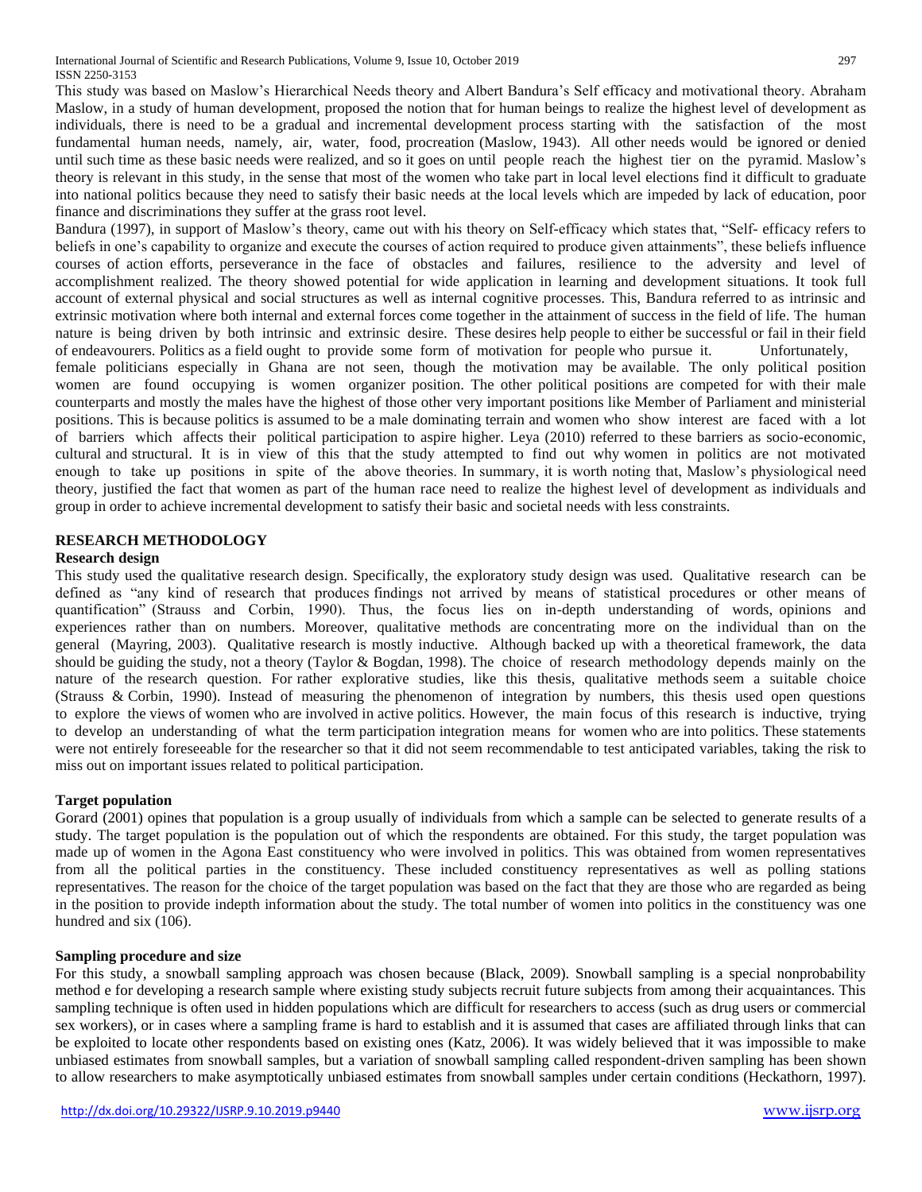This study was based on Maslow's Hierarchical Needs theory and Albert Bandura's Self efficacy and motivational theory. Abraham Maslow, in a study of human development, proposed the notion that for human beings to realize the highest level of development as individuals, there is need to be a gradual and incremental development process starting with the satisfaction of the most fundamental human needs, namely, air, water, food, procreation (Maslow, 1943). All other needs would be ignored or denied until such time as these basic needs were realized, and so it goes on until people reach the highest tier on the pyramid. Maslow's theory is relevant in this study, in the sense that most of the women who take part in local level elections find it difficult to graduate into national politics because they need to satisfy their basic needs at the local levels which are impeded by lack of education, poor finance and discriminations they suffer at the grass root level.

Bandura (1997), in support of Maslow's theory, came out with his theory on Self-efficacy which states that, "Self- efficacy refers to beliefs in one's capability to organize and execute the courses of action required to produce given attainments", these beliefs influence courses of action efforts, perseverance in the face of obstacles and failures, resilience to the adversity and level of accomplishment realized. The theory showed potential for wide application in learning and development situations. It took full account of external physical and social structures as well as internal cognitive processes. This, Bandura referred to as intrinsic and extrinsic motivation where both internal and external forces come together in the attainment of success in the field of life. The human nature is being driven by both intrinsic and extrinsic desire. These desires help people to either be successful or fail in their field of endeavourers. Politics as a field ought to provide some form of motivation for people who pursue it. Unfortunately, female politicians especially in Ghana are not seen, though the motivation may be available. The only political position women are found occupying is women organizer position. The other political positions are competed for with their male counterparts and mostly the males have the highest of those other very important positions like Member of Parliament and ministerial positions. This is because politics is assumed to be a male dominating terrain and women who show interest are faced with a lot of barriers which affects their political participation to aspire higher. Leya (2010) referred to these barriers as socio-economic, cultural and structural. It is in view of this that the study attempted to find out why women in politics are not motivated enough to take up positions in spite of the above theories. In summary, it is worth noting that, Maslow's physiological need theory, justified the fact that women as part of the human race need to realize the highest level of development as individuals and group in order to achieve incremental development to satisfy their basic and societal needs with less constraints.

## RESEARCH METHODOLOGY

### Research design

This study used the qualitative research design. Specifically, the exploratory study design was used. Qualitative research can be defined as "any kind of research that produces findings not arrived by means of statistical procedures or other means of quantification" (Strauss and Corbin, 1990). Thus, the focus lies on in-depth understanding of words, opinions and experiences rather than on numbers. Moreover, qualitative methods are concentrating more on the individual than on the general (Mayring, 2003). Qualitative research is mostly inductive. Although backed up with a theoretical framework, the data should be guiding the study, not a theory (Taylor & Bogdan, 1998). The choice of research methodology depends mainly on the nature of the research question. For rather explorative studies, like this thesis, qualitative methods seem a suitable choice (Strauss & Corbin, 1990). Instead of measuring the phenomenon of integration by numbers, this thesis used open questions to explore the views of women who are involved in active politics. However, the main focus of this research is inductive, trying to develop an understanding of what the term participation integration means for women who are into politics. These statements were not entirely foreseeable for the researcher so that it did not seem recommendable to test anticipated variables, taking the risk to miss out on important issues related to political participation.

### Target population

Gorard (2001) opines that population is a group usually of individuals from which a sample can be selected to generate results of a study. The target population is the population out of which the respondents are obtained. For this study, the target population was made up of women in the Agona East constituency who were involved in politics. This was obtained from women representatives from all the political parties in the constituency. These included constituency representatives as well as polling stations representatives. The reason for the choice of the target population was based on the fact that they are those who are regarded as being in the position to provide indepth information about the study. The total number of women into politics in the constituency was one hundred and six (106).

### Sampling procedure and size

For this study, a snowball sampling approach was chosen because (Black, 2009). Snowball sampling is a special nonprobability method e for developing a research sample where existing study subjects recruit future subjects from among their acquaintances. This sampling technique is often used in hidden populations which are difficult for researchers to access (such as drug users or commercial sex workers), or in cases where a sampling frame is hard to establish and it is assumed that cases are affiliated through links that can be exploited to locate other respondents based on existing ones (Katz, 2006). It was widely believed that it was impossible to make unbiased estimates from snowball samples, but a variation of snowball sampling called respondent-driven sampling has been shown to allow researchers to make asymptotically unbiased estimates from snowball samples under certain conditions (Heckathorn, 1997).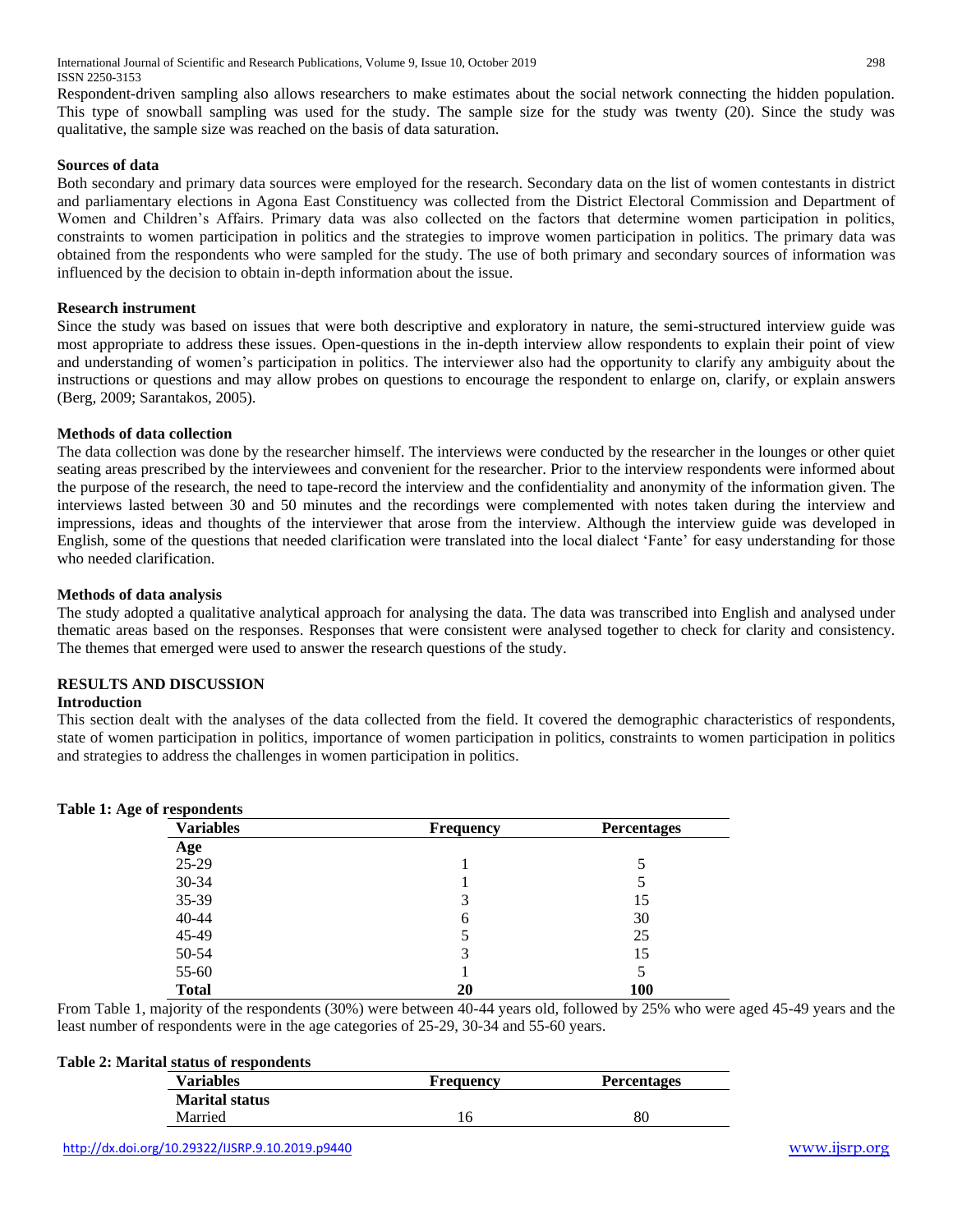Respondent-driven sampling also allows researchers to make estimates about the social network connecting the hidden population. This type of snowball sampling was used for the study. The sample size for the study was twenty (20). Since the study was qualitative, the sample size was reached on the basis of data saturation.

**Sources of data**

Both secondary and primary data sources were employed for the research. Secondary data on the list of women contestants in district and parliamentary elections in Agona East Constituency was collected from the District Electoral Commission and Department of Women and Children's Affairs. Primary data was also collected on the factors that determine women participation in politics, constraints to women participation in politics and the strategies to improve women participation in politics. The primary data was obtained from the respondents who were sampled for the study. The use of both primary and secondary sources of information was influenced by the decision to obtain in-depth information about the issue.

**Research instrument**

Since the study was based on issues that were both descriptive and exploratory in nature, the semi-structured interview guide was most appropriate to address these issues. Open-questions in the in-depth interview allow respondents to explain their point of view and understanding of women's participation in politics. The interviewer also had the opportunity to clarify any ambiguity about the instructions or questions and may allow probes on questions to encourage the respondent to enlarge on, clarify, or explain answers (Berg, 2009; Sarantakos, 2005).

**Methods of data collection**

The data collection was done by the researcher himself. The interviews were conducted by the researcher in the lounges or other quiet seating areas prescribed by the interviewees and convenient for the researcher. Prior to the interview respondents were informed about the purpose of the research, the need to tape-record the interview and the confidentiality and anonymity of the information given. The interviews lasted between 30 and 50 minutes and the recordings were complemented with notes taken during the interview and impressions, ideas and thoughts of the interviewer that arose from the interview. Although the interview guide was developed in English, some of the questions that needed clarification were translated into the local dialect 'Fante' for easy understanding for those who needed clarification.

**Methods of data analysis**

The study adopted a qualitative analytical approach for analysing the data. The data was transcribed into English and analysed under thematic areas based on the responses. Responses that were consistent were analysed together to check for clarity and consistency. The themes that emerged were used to answer the research questions of the study.

## RESULTS AND DISCUSSION

**Introduction**

This section dealt with the analyses of the data collected from the field. It covered the demographic characteristics of respondents, state of women participation in politics, importance of women participation in politics, constraints to women participation in politics and strategies to address the challenges in women participation in politics.

**Table 1: Age of respondents**

| Variables | Frequency | Percentages |
|---|---|---|
| **Age** | | |
| 25-29 | 1 | 5 |
| 30-34 | 1 | 5 |
| 35-39 | 3 | 15 |
| 40-44 | 6 | 30 |
| 45-49 | 5 | 25 |
| 50-54 | 3 | 15 |
| 55-60 | 1 | 5 |
| **Total** | **20** | **100** |

From Table 1, majority of the respondents (30%) were between 40-44 years old, followed by 25% who were aged 45-49 years and the least number of respondents were in the age categories of 25-29, 30-34 and 55-60 years.

**Table 2: Marital status of respondents**

| Variables | Frequency | Percentages |
|---|---|---|
| **Marital status** | | |
| Married | 16 | 80 |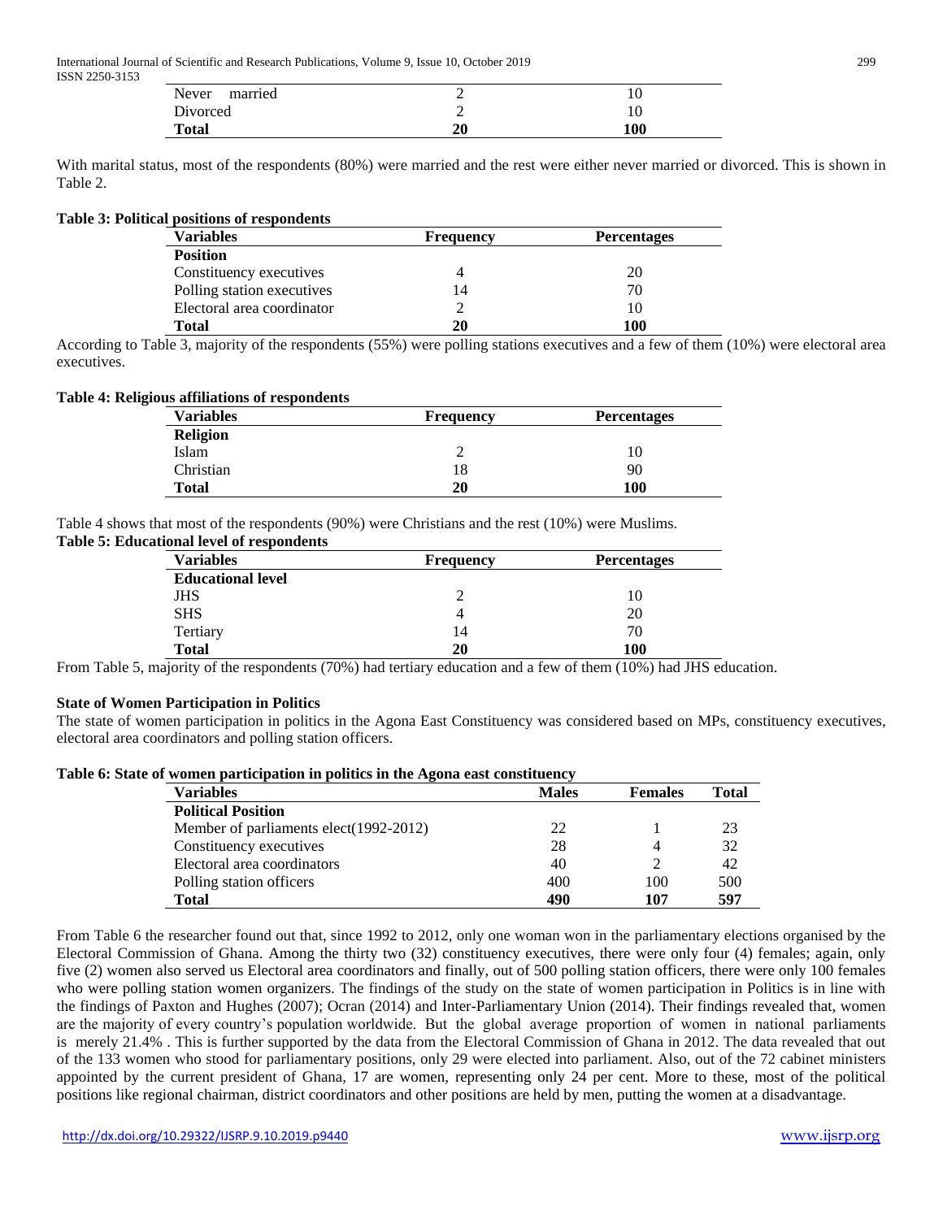| Never married | 2 | 10 |
|---|---|---|
| Divorced | 2 | 10 |
| **Total** | **20** | **100** |

With marital status, most of the respondents (80%) were married and the rest were either never married or divorced. This is shown in Table 2.

**Table 3: Political positions of respondents**

| Variables | Frequency | Percentages |
|---|---|---|
| **Position** | | |
| Constituency executives | 4 | 20 |
| Polling station executives | 14 | 70 |
| Electoral area coordinator | 2 | 10 |
| **Total** | **20** | **100** |

According to Table 3, majority of the respondents (55%) were polling stations executives and a few of them (10%) were electoral area executives.

**Table 4: Religious affiliations of respondents**

| Variables | Frequency | Percentages |
|---|---|---|
| **Religion** | | |
| Islam | 2 | 10 |
| Christian | 18 | 90 |
| **Total** | **20** | **100** |

Table 4 shows that most of the respondents (90%) were Christians and the rest (10%) were Muslims.

**Table 5: Educational level of respondents**

| Variables | Frequency | Percentages |
|---|---|---|
| **Educational level** | | |
| JHS | 2 | 10 |
| SHS | 4 | 20 |
| Tertiary | 14 | 70 |
| **Total** | **20** | **100** |

From Table 5, majority of the respondents (70%) had tertiary education and a few of them (10%) had JHS education.

**State of Women Participation in Politics**

The state of women participation in politics in the Agona East Constituency was considered based on MPs, constituency executives, electoral area coordinators and polling station officers.

**Table 6: State of women participation in politics in the Agona east constituency**

| Variables | Males | Females | Total |
|---|---|---|---|
| **Political Position** | | | |
| Member of parliaments elect(1992-2012) | 22 | 1 | 23 |
| Constituency executives | 28 | 4 | 32 |
| Electoral area coordinators | 40 | 2 | 42 |
| Polling station officers | 400 | 100 | 500 |
| **Total** | **490** | **107** | **597** |

From Table 6 the researcher found out that, since 1992 to 2012, only one woman won in the parliamentary elections organised by the Electoral Commission of Ghana. Among the thirty two (32) constituency executives, there were only four (4) females; again, only five (2) women also served us Electoral area coordinators and finally, out of 500 polling station officers, there were only 100 females who were polling station women organizers. The findings of the study on the state of women participation in Politics is in line with the findings of Paxton and Hughes (2007); Ocran (2014) and Inter-Parliamentary Union (2014). Their findings revealed that, women are the majority of every country's population worldwide. But the global average proportion of women in national parliaments is merely 21.4% . This is further supported by the data from the Electoral Commission of Ghana in 2012. The data revealed that out of the 133 women who stood for parliamentary positions, only 29 were elected into parliament. Also, out of the 72 cabinet ministers appointed by the current president of Ghana, 17 are women, representing only 24 per cent. More to these, most of the political positions like regional chairman, district coordinators and other positions are held by men, putting the women at a disadvantage.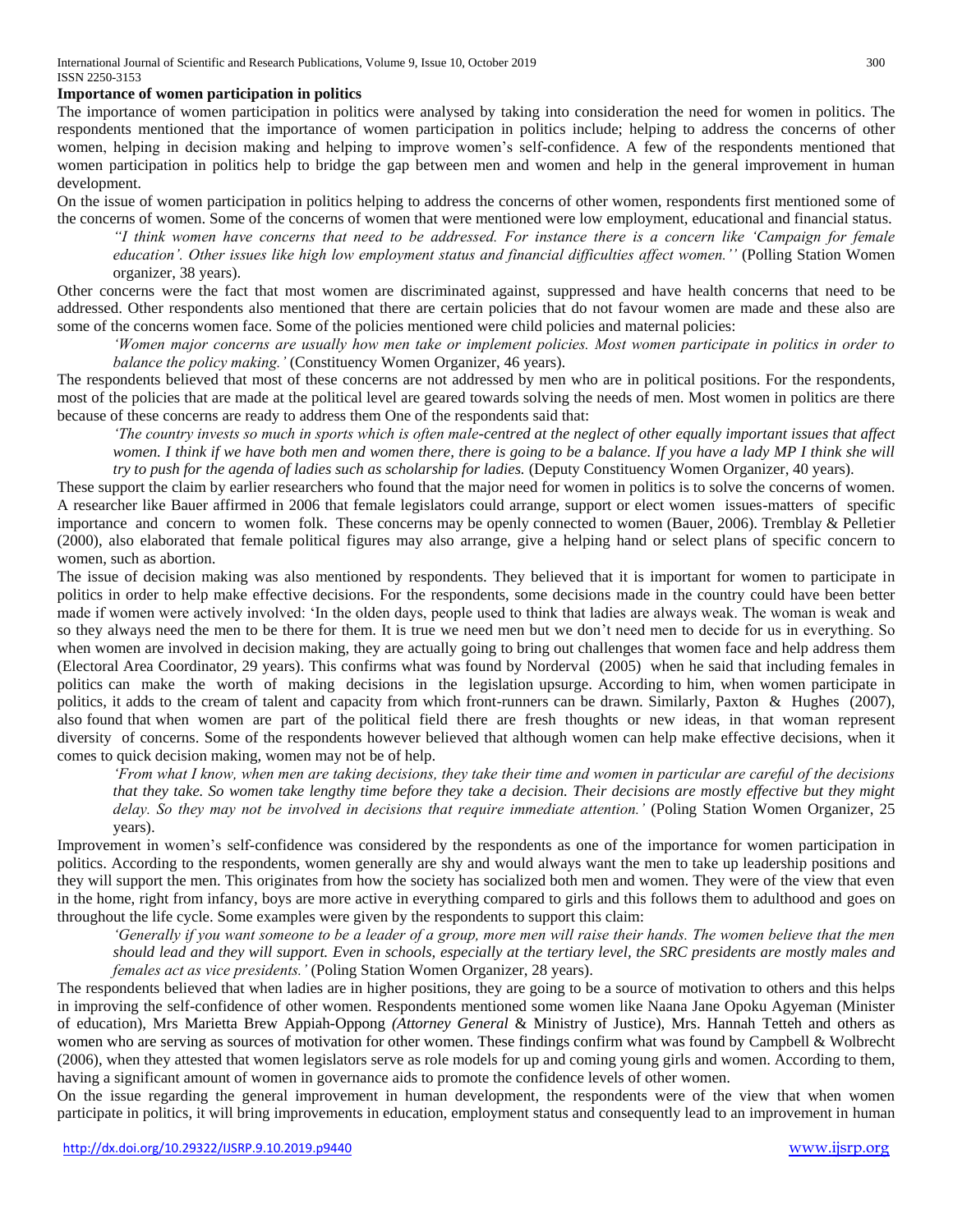**Importance of women participation in politics**

The importance of women participation in politics were analysed by taking into consideration the need for women in politics. The respondents mentioned that the importance of women participation in politics include; helping to address the concerns of other women, helping in decision making and helping to improve women's self-confidence. A few of the respondents mentioned that women participation in politics help to bridge the gap between men and women and help in the general improvement in human development.

On the issue of women participation in politics helping to address the concerns of other women, respondents first mentioned some of the concerns of women. Some of the concerns of women that were mentioned were low employment, educational and financial status.

> *"I think women have concerns that need to be addressed. For instance there is a concern like 'Campaign for female education'. Other issues like high low employment status and financial difficulties affect women.''* (Polling Station Women organizer, 38 years).

Other concerns were the fact that most women are discriminated against, suppressed and have health concerns that need to be addressed. Other respondents also mentioned that there are certain policies that do not favour women are made and these also are some of the concerns women face. Some of the policies mentioned were child policies and maternal policies:

> *'Women major concerns are usually how men take or implement policies. Most women participate in politics in order to balance the policy making.'* (Constituency Women Organizer, 46 years).

The respondents believed that most of these concerns are not addressed by men who are in political positions. For the respondents, most of the policies that are made at the political level are geared towards solving the needs of men. Most women in politics are there because of these concerns are ready to address them One of the respondents said that:

> *'The country invests so much in sports which is often male-centred at the neglect of other equally important issues that affect women. I think if we have both men and women there, there is going to be a balance. If you have a lady MP I think she will try to push for the agenda of ladies such as scholarship for ladies.* (Deputy Constituency Women Organizer, 40 years).

These support the claim by earlier researchers who found that the major need for women in politics is to solve the concerns of women. A researcher like Bauer affirmed in 2006 that female legislators could arrange, support or elect women issues-matters of specific importance and concern to women folk. These concerns may be openly connected to women (Bauer, 2006). Tremblay & Pelletier (2000), also elaborated that female political figures may also arrange, give a helping hand or select plans of specific concern to women, such as abortion.

The issue of decision making was also mentioned by respondents. They believed that it is important for women to participate in politics in order to help make effective decisions. For the respondents, some decisions made in the country could have been better made if women were actively involved: 'In the olden days, people used to think that ladies are always weak. The woman is weak and so they always need the men to be there for them. It is true we need men but we don't need men to decide for us in everything. So when women are involved in decision making, they are actually going to bring out challenges that women face and help address them (Electoral Area Coordinator, 29 years). This confirms what was found by Norderval (2005) when he said that including females in politics can make the worth of making decisions in the legislation upsurge. According to him, when women participate in politics, it adds to the cream of talent and capacity from which front-runners can be drawn. Similarly, Paxton & Hughes (2007), also found that when women are part of the political field there are fresh thoughts or new ideas, in that woman represent diversity of concerns. Some of the respondents however believed that although women can help make effective decisions, when it comes to quick decision making, women may not be of help.

> *'From what I know, when men are taking decisions, they take their time and women in particular are careful of the decisions that they take. So women take lengthy time before they take a decision. Their decisions are mostly effective but they might delay. So they may not be involved in decisions that require immediate attention.'* (Poling Station Women Organizer, 25 years).

Improvement in women's self-confidence was considered by the respondents as one of the importance for women participation in politics. According to the respondents, women generally are shy and would always want the men to take up leadership positions and they will support the men. This originates from how the society has socialized both men and women. They were of the view that even in the home, right from infancy, boys are more active in everything compared to girls and this follows them to adulthood and goes on throughout the life cycle. Some examples were given by the respondents to support this claim:

> *'Generally if you want someone to be a leader of a group, more men will raise their hands. The women believe that the men should lead and they will support. Even in schools, especially at the tertiary level, the SRC presidents are mostly males and females act as vice presidents.'* (Poling Station Women Organizer, 28 years).

The respondents believed that when ladies are in higher positions, they are going to be a source of motivation to others and this helps in improving the self-confidence of other women. Respondents mentioned some women like Naana Jane Opoku Agyeman (Minister of education), Mrs Marietta Brew Appiah-Oppong *(Attorney General* & Ministry of Justice), Mrs. Hannah Tetteh and others as women who are serving as sources of motivation for other women. These findings confirm what was found by Campbell & Wolbrecht (2006), when they attested that women legislators serve as role models for up and coming young girls and women. According to them, having a significant amount of women in governance aids to promote the confidence levels of other women.

On the issue regarding the general improvement in human development, the respondents were of the view that when women participate in politics, it will bring improvements in education, employment status and consequently lead to an improvement in human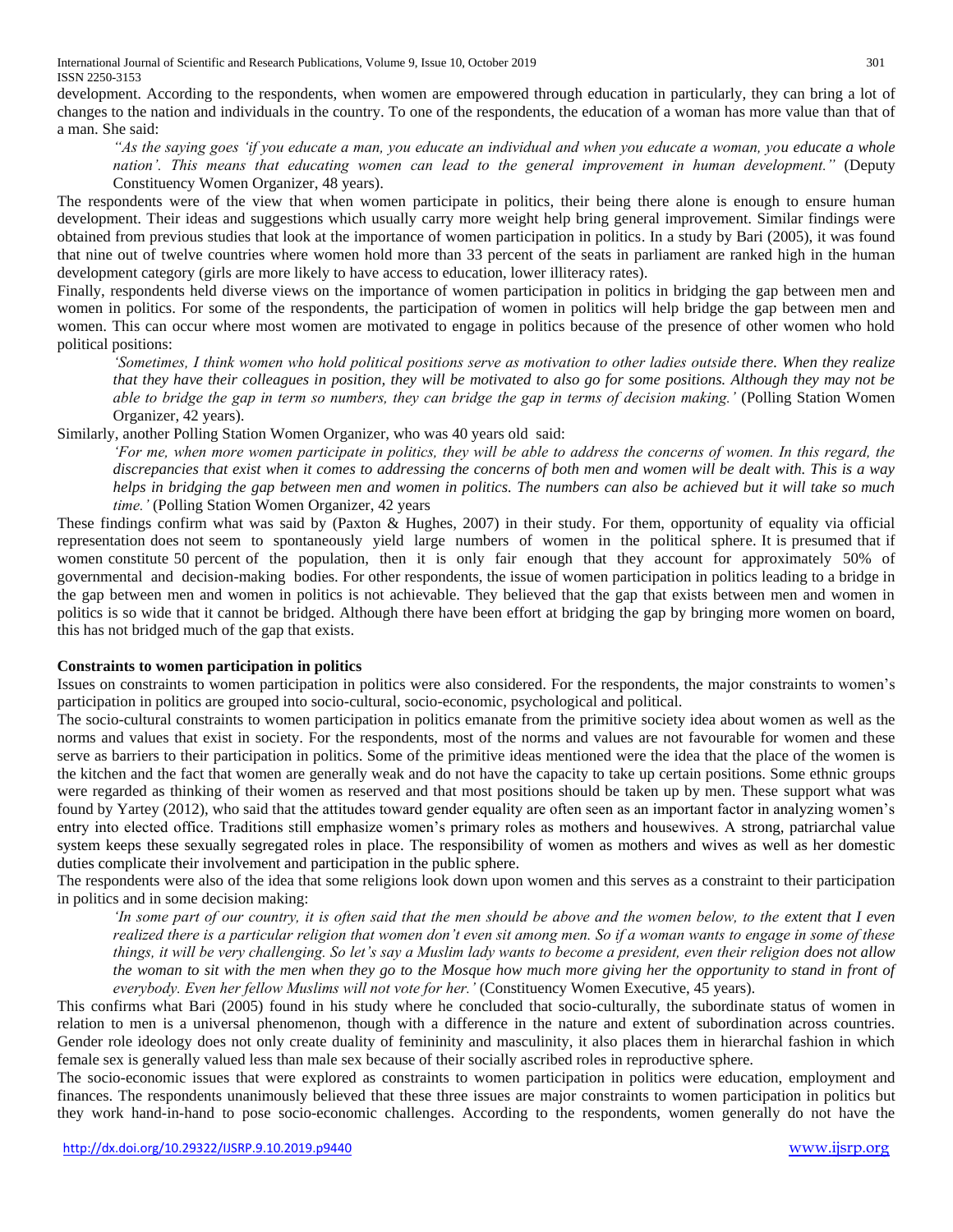development. According to the respondents, when women are empowered through education in particularly, they can bring a lot of changes to the nation and individuals in the country. To one of the respondents, the education of a woman has more value than that of a man. She said:

> *"As the saying goes 'if you educate a man, you educate an individual and when you educate a woman, you educate a whole nation'. This means that educating women can lead to the general improvement in human development."* (Deputy Constituency Women Organizer, 48 years).

The respondents were of the view that when women participate in politics, their being there alone is enough to ensure human development. Their ideas and suggestions which usually carry more weight help bring general improvement. Similar findings were obtained from previous studies that look at the importance of women participation in politics. In a study by Bari (2005), it was found that nine out of twelve countries where women hold more than 33 percent of the seats in parliament are ranked high in the human development category (girls are more likely to have access to education, lower illiteracy rates).

Finally, respondents held diverse views on the importance of women participation in politics in bridging the gap between men and women in politics. For some of the respondents, the participation of women in politics will help bridge the gap between men and women. This can occur where most women are motivated to engage in politics because of the presence of other women who hold political positions:

> *'Sometimes, I think women who hold political positions serve as motivation to other ladies outside there. When they realize that they have their colleagues in position, they will be motivated to also go for some positions. Although they may not be able to bridge the gap in term so numbers, they can bridge the gap in terms of decision making.'* (Polling Station Women Organizer, 42 years).

Similarly, another Polling Station Women Organizer, who was 40 years old said:

> *'For me, when more women participate in politics, they will be able to address the concerns of women. In this regard, the discrepancies that exist when it comes to addressing the concerns of both men and women will be dealt with. This is a way helps in bridging the gap between men and women in politics. The numbers can also be achieved but it will take so much time.'* (Polling Station Women Organizer, 42 years

These findings confirm what was said by (Paxton & Hughes, 2007) in their study. For them, opportunity of equality via official representation does not seem to spontaneously yield large numbers of women in the political sphere. It is presumed that if women constitute 50 percent of the population, then it is only fair enough that they account for approximately 50% of governmental and decision-making bodies. For other respondents, the issue of women participation in politics leading to a bridge in the gap between men and women in politics is not achievable. They believed that the gap that exists between men and women in politics is so wide that it cannot be bridged. Although there have been effort at bridging the gap by bringing more women on board, this has not bridged much of the gap that exists.

**Constraints to women participation in politics**

Issues on constraints to women participation in politics were also considered. For the respondents, the major constraints to women's participation in politics are grouped into socio-cultural, socio-economic, psychological and political.

The socio-cultural constraints to women participation in politics emanate from the primitive society idea about women as well as the norms and values that exist in society. For the respondents, most of the norms and values are not favourable for women and these serve as barriers to their participation in politics. Some of the primitive ideas mentioned were the idea that the place of the women is the kitchen and the fact that women are generally weak and do not have the capacity to take up certain positions. Some ethnic groups were regarded as thinking of their women as reserved and that most positions should be taken up by men. These support what was found by Yartey (2012), who said that the attitudes toward gender equality are often seen as an important factor in analyzing women's entry into elected office. Traditions still emphasize women's primary roles as mothers and housewives. A strong, patriarchal value system keeps these sexually segregated roles in place. The responsibility of women as mothers and wives as well as her domestic duties complicate their involvement and participation in the public sphere.

The respondents were also of the idea that some religions look down upon women and this serves as a constraint to their participation in politics and in some decision making:

> *'In some part of our country, it is often said that the men should be above and the women below, to the extent that I even realized there is a particular religion that women don't even sit among men. So if a woman wants to engage in some of these things, it will be very challenging. So let's say a Muslim lady wants to become a president, even their religion does not allow the woman to sit with the men when they go to the Mosque how much more giving her the opportunity to stand in front of everybody. Even her fellow Muslims will not vote for her.'* (Constituency Women Executive, 45 years).

This confirms what Bari (2005) found in his study where he concluded that socio-culturally, the subordinate status of women in relation to men is a universal phenomenon, though with a difference in the nature and extent of subordination across countries. Gender role ideology does not only create duality of femininity and masculinity, it also places them in hierarchal fashion in which female sex is generally valued less than male sex because of their socially ascribed roles in reproductive sphere.

The socio-economic issues that were explored as constraints to women participation in politics were education, employment and finances. The respondents unanimously believed that these three issues are major constraints to women participation in politics but they work hand-in-hand to pose socio-economic challenges. According to the respondents, women generally do not have the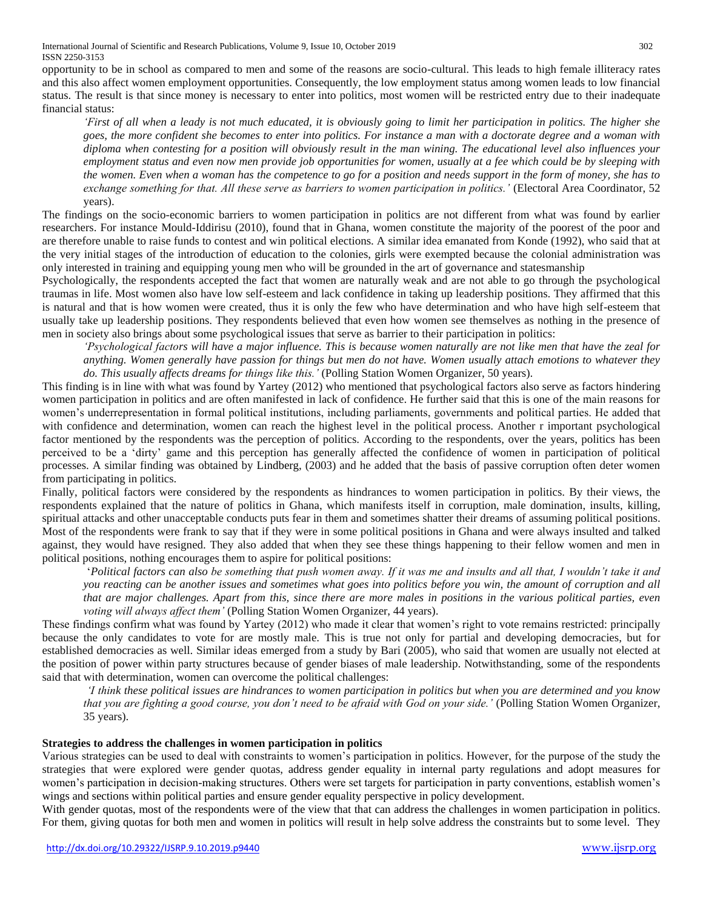opportunity to be in school as compared to men and some of the reasons are socio-cultural. This leads to high female illiteracy rates and this also affect women employment opportunities. Consequently, the low employment status among women leads to low financial status. The result is that since money is necessary to enter into politics, most women will be restricted entry due to their inadequate financial status:

> *'First of all when a leady is not much educated, it is obviously going to limit her participation in politics. The higher she goes, the more confident she becomes to enter into politics. For instance a man with a doctorate degree and a woman with diploma when contesting for a position will obviously result in the man wining. The educational level also influences your employment status and even now men provide job opportunities for women, usually at a fee which could be by sleeping with the women. Even when a woman has the competence to go for a position and needs support in the form of money, she has to exchange something for that. All these serve as barriers to women participation in politics.'* (Electoral Area Coordinator, 52 years).

The findings on the socio-economic barriers to women participation in politics are not different from what was found by earlier researchers. For instance Mould-Iddirisu (2010), found that in Ghana, women constitute the majority of the poorest of the poor and are therefore unable to raise funds to contest and win political elections. A similar idea emanated from Konde (1992), who said that at the very initial stages of the introduction of education to the colonies, girls were exempted because the colonial administration was only interested in training and equipping young men who will be grounded in the art of governance and statesmanship

Psychologically, the respondents accepted the fact that women are naturally weak and are not able to go through the psychological traumas in life. Most women also have low self-esteem and lack confidence in taking up leadership positions. They affirmed that this is natural and that is how women were created, thus it is only the few who have determination and who have high self-esteem that usually take up leadership positions. They respondents believed that even how women see themselves as nothing in the presence of men in society also brings about some psychological issues that serve as barrier to their participation in politics:

> *'Psychological factors will have a major influence. This is because women naturally are not like men that have the zeal for anything. Women generally have passion for things but men do not have. Women usually attach emotions to whatever they do. This usually affects dreams for things like this.'* (Polling Station Women Organizer, 50 years).

This finding is in line with what was found by Yartey (2012) who mentioned that psychological factors also serve as factors hindering women participation in politics and are often manifested in lack of confidence. He further said that this is one of the main reasons for women's underrepresentation in formal political institutions, including parliaments, governments and political parties. He added that with confidence and determination, women can reach the highest level in the political process. Another r important psychological factor mentioned by the respondents was the perception of politics. According to the respondents, over the years, politics has been perceived to be a 'dirty' game and this perception has generally affected the confidence of women in participation of political processes. A similar finding was obtained by Lindberg, (2003) and he added that the basis of passive corruption often deter women from participating in politics.

Finally, political factors were considered by the respondents as hindrances to women participation in politics. By their views, the respondents explained that the nature of politics in Ghana, which manifests itself in corruption, male domination, insults, killing, spiritual attacks and other unacceptable conducts puts fear in them and sometimes shatter their dreams of assuming political positions. Most of the respondents were frank to say that if they were in some political positions in Ghana and were always insulted and talked against, they would have resigned. They also added that when they see these things happening to their fellow women and men in political positions, nothing encourages them to aspire for political positions:

> *'Political factors can also be something that push women away. If it was me and insults and all that, I wouldn't take it and you reacting can be another issues and sometimes what goes into politics before you win, the amount of corruption and all that are major challenges. Apart from this, since there are more males in positions in the various political parties, even voting will always affect them'* (Polling Station Women Organizer, 44 years).

These findings confirm what was found by Yartey (2012) who made it clear that women's right to vote remains restricted: principally because the only candidates to vote for are mostly male. This is true not only for partial and developing democracies, but for established democracies as well. Similar ideas emerged from a study by Bari (2005), who said that women are usually not elected at the position of power within party structures because of gender biases of male leadership. Notwithstanding, some of the respondents said that with determination, women can overcome the political challenges:

> *'I think these political issues are hindrances to women participation in politics but when you are determined and you know that you are fighting a good course, you don't need to be afraid with God on your side.'* (Polling Station Women Organizer, 35 years).

**Strategies to address the challenges in women participation in politics**

Various strategies can be used to deal with constraints to women's participation in politics. However, for the purpose of the study the strategies that were explored were gender quotas, address gender equality in internal party regulations and adopt measures for women's participation in decision-making structures. Others were set targets for participation in party conventions, establish women's wings and sections within political parties and ensure gender equality perspective in policy development.

With gender quotas, most of the respondents were of the view that that can address the challenges in women participation in politics. For them, giving quotas for both men and women in politics will result in help solve address the constraints but to some level. They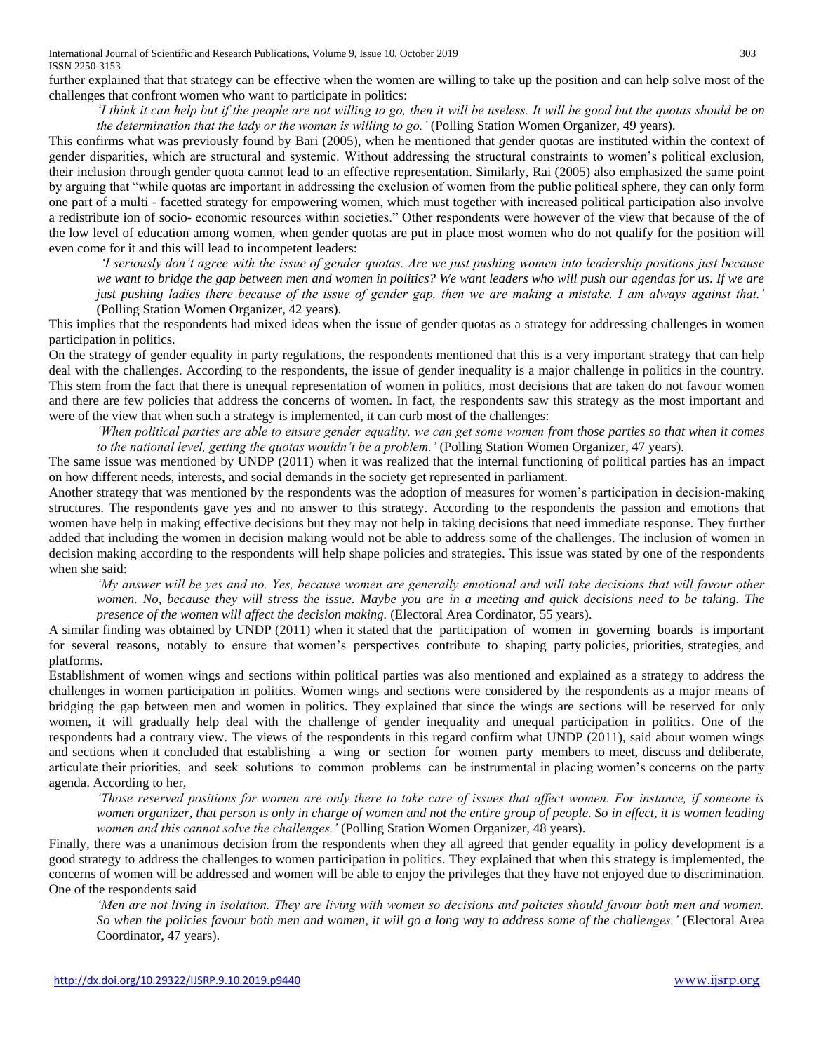further explained that that strategy can be effective when the women are willing to take up the position and can help solve most of the challenges that confront women who want to participate in politics:

> *'I think it can help but if the people are not willing to go, then it will be useless. It will be good but the quotas should be on the determination that the lady or the woman is willing to go.'* (Polling Station Women Organizer, 49 years).

This confirms what was previously found by Bari (2005), when he mentioned that *g*ender quotas are instituted within the context of gender disparities, which are structural and systemic. Without addressing the structural constraints to women's political exclusion, their inclusion through gender quota cannot lead to an effective representation. Similarly, Rai (2005) also emphasized the same point by arguing that "while quotas are important in addressing the exclusion of women from the public political sphere, they can only form one part of a multi - facetted strategy for empowering women, which must together with increased political participation also involve a redistribute ion of socio- economic resources within societies." Other respondents were however of the view that because of the of the low level of education among women, when gender quotas are put in place most women who do not qualify for the position will even come for it and this will lead to incompetent leaders:

> *'I seriously don't agree with the issue of gender quotas. Are we just pushing women into leadership positions just because we want to bridge the gap between men and women in politics? We want leaders who will push our agendas for us. If we are just pushing ladies there because of the issue of gender gap, then we are making a mistake. I am always against that.'* (Polling Station Women Organizer, 42 years).

This implies that the respondents had mixed ideas when the issue of gender quotas as a strategy for addressing challenges in women participation in politics.

On the strategy of gender equality in party regulations, the respondents mentioned that this is a very important strategy that can help deal with the challenges. According to the respondents, the issue of gender inequality is a major challenge in politics in the country. This stem from the fact that there is unequal representation of women in politics, most decisions that are taken do not favour women and there are few policies that address the concerns of women. In fact, the respondents saw this strategy as the most important and were of the view that when such a strategy is implemented, it can curb most of the challenges:

> *'When political parties are able to ensure gender equality, we can get some women from those parties so that when it comes to the national level, getting the quotas wouldn't be a problem.'* (Polling Station Women Organizer, 47 years).

The same issue was mentioned by UNDP (2011) when it was realized that the internal functioning of political parties has an impact on how different needs, interests, and social demands in the society get represented in parliament.

Another strategy that was mentioned by the respondents was the adoption of measures for women's participation in decision-making structures. The respondents gave yes and no answer to this strategy. According to the respondents the passion and emotions that women have help in making effective decisions but they may not help in taking decisions that need immediate response. They further added that including the women in decision making would not be able to address some of the challenges. The inclusion of women in decision making according to the respondents will help shape policies and strategies. This issue was stated by one of the respondents when she said:

> *'My answer will be yes and no. Yes, because women are generally emotional and will take decisions that will favour other women. No, because they will stress the issue. Maybe you are in a meeting and quick decisions need to be taking. The presence of the women will affect the decision making.* (Electoral Area Cordinator, 55 years).

A similar finding was obtained by UNDP (2011) when it stated that the participation of women in governing boards is important for several reasons, notably to ensure that women's perspectives contribute to shaping party policies, priorities, strategies, and platforms.

Establishment of women wings and sections within political parties was also mentioned and explained as a strategy to address the challenges in women participation in politics. Women wings and sections were considered by the respondents as a major means of bridging the gap between men and women in politics. They explained that since the wings are sections will be reserved for only women, it will gradually help deal with the challenge of gender inequality and unequal participation in politics. One of the respondents had a contrary view. The views of the respondents in this regard confirm what UNDP (2011), said about women wings and sections when it concluded that establishing a wing or section for women party members to meet, discuss and deliberate, articulate their priorities, and seek solutions to common problems can be instrumental in placing women's concerns on the party agenda. According to her,

> *'Those reserved positions for women are only there to take care of issues that affect women. For instance, if someone is women organizer, that person is only in charge of women and not the entire group of people. So in effect, it is women leading women and this cannot solve the challenges.'* (Polling Station Women Organizer, 48 years).

Finally, there was a unanimous decision from the respondents when they all agreed that gender equality in policy development is a good strategy to address the challenges to women participation in politics. They explained that when this strategy is implemented, the concerns of women will be addressed and women will be able to enjoy the privileges that they have not enjoyed due to discrimination. One of the respondents said

> *'Men are not living in isolation. They are living with women so decisions and policies should favour both men and women. So when the policies favour both men and women, it will go a long way to address some of the challenges.'* (Electoral Area Coordinator, 47 years).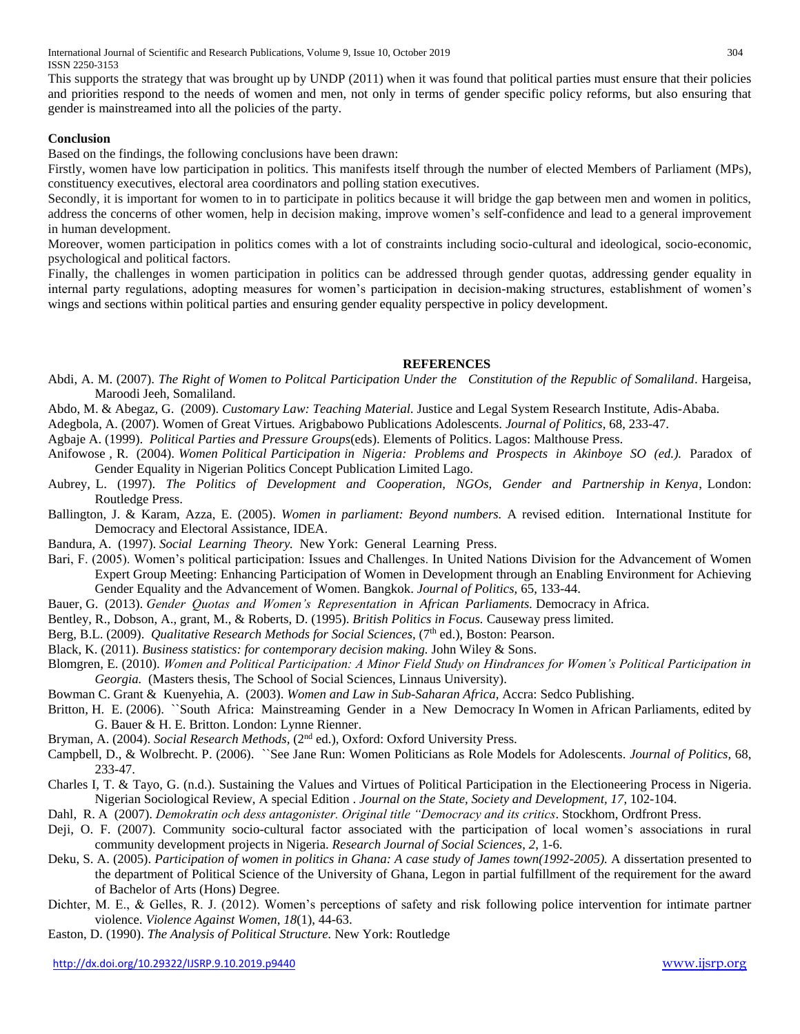This supports the strategy that was brought up by UNDP (2011) when it was found that political parties must ensure that their policies and priorities respond to the needs of women and men, not only in terms of gender specific policy reforms, but also ensuring that gender is mainstreamed into all the policies of the party.

## Conclusion

Based on the findings, the following conclusions have been drawn:

Firstly, women have low participation in politics. This manifests itself through the number of elected Members of Parliament (MPs), constituency executives, electoral area coordinators and polling station executives.

Secondly, it is important for women to in to participate in politics because it will bridge the gap between men and women in politics, address the concerns of other women, help in decision making, improve women's self-confidence and lead to a general improvement in human development.

Moreover, women participation in politics comes with a lot of constraints including socio-cultural and ideological, socio-economic, psychological and political factors.

Finally, the challenges in women participation in politics can be addressed through gender quotas, addressing gender equality in internal party regulations, adopting measures for women's participation in decision-making structures, establishment of women's wings and sections within political parties and ensuring gender equality perspective in policy development.

## REFERENCES

Abdi, A. M. (2007). *The Right of Women to Politcal Participation Under the Constitution of the Republic of Somaliland*. Hargeisa, Maroodi Jeeh, Somaliland.

Abdo, M. & Abegaz, G. (2009). *Customary Law: Teaching Material.* Justice and Legal System Research Institute, Adis-Ababa.

Adegbola, A. (2007). Women of Great Virtues*.* Arigbabowo Publications Adolescents. *Journal of Politics,* 68, 233-47.

Agbaje A. (1999). *Political Parties and Pressure Groups*(eds). Elements of Politics. Lagos: Malthouse Press.

Anifowose , R. (2004). *Women Political Participation in Nigeria: Problems and Prospects in Akinboye SO (ed.).* Paradox of Gender Equality in Nigerian Politics Concept Publication Limited Lago.

Aubrey, L. (1997). *The Politics of Development and Cooperation, NGOs, Gender and Partnership in Kenya*, London: Routledge Press.

Ballington, J. & Karam, Azza, E. (2005). *Women in parliament: Beyond numbers.* A revised edition. International Institute for Democracy and Electoral Assistance, IDEA.

Bandura, A. (1997). *Social Learning Theory.* New York: General Learning Press.

Bari, F. (2005). Women's political participation: Issues and Challenges. In United Nations Division for the Advancement of Women Expert Group Meeting: Enhancing Participation of Women in Development through an Enabling Environment for Achieving Gender Equality and the Advancement of Women. Bangkok. *Journal of Politics,* 65, 133-44.

Bauer, G. (2013). *Gender Quotas and Women's Representation in African Parliaments.* Democracy in Africa.

Bentley, R., Dobson, A., grant, M., & Roberts, D. (1995). *British Politics in Focus.* Causeway press limited.

Berg, B.L. (2009). *Qualitative Research Methods for Social Sciences,* (7th ed.), Boston: Pearson.

Black, K. (2011). *Business statistics: for contemporary decision making.* John Wiley & Sons.

Blomgren, E. (2010). *Women and Political Participation: A Minor Field Study on Hindrances for Women's Political Participation in Georgia.* (Masters thesis, The School of Social Sciences, Linnaus University).

Bowman C. Grant & Kuenyehia, A. (2003). *Women and Law in Sub-Saharan Africa,* Accra: Sedco Publishing.

Britton, H. E. (2006). ``South Africa: Mainstreaming Gender in a New Democracy In Women in African Parliaments, edited by G. Bauer & H. E. Britton. London: Lynne Rienner.

Bryman, A. (2004). *Social Research Methods,* (2nd ed.), Oxford: Oxford University Press.

Campbell, D., & Wolbrecht. P. (2006). ``See Jane Run: Women Politicians as Role Models for Adolescents. *Journal of Politics,* 68, 233-47.

Charles I, T. & Tayo, G. (n.d.). Sustaining the Values and Virtues of Political Participation in the Electioneering Process in Nigeria. Nigerian Sociological Review, A special Edition . *Journal on the State, Society and Development, 17*, 102-104.

Dahl, R. A (2007). *Demokratin och dess antagonister. Original title "Democracy and its critics*. Stockhom, Ordfront Press.

Deji, O. F. (2007). Community socio-cultural factor associated with the participation of local women's associations in rural community development projects in Nigeria. *Research Journal of Social Sciences, 2*, 1-6.

Deku, S. A. (2005). *Participation of women in politics in Ghana: A case study of James town(1992-2005).* A dissertation presented to the department of Political Science of the University of Ghana, Legon in partial fulfillment of the requirement for the award of Bachelor of Arts (Hons) Degree.

Dichter, M. E., & Gelles, R. J. (2012). Women's perceptions of safety and risk following police intervention for intimate partner violence. *Violence Against Women, 18*(1), 44-63.

Easton, D. (1990). *The Analysis of Political Structure.* New York: Routledge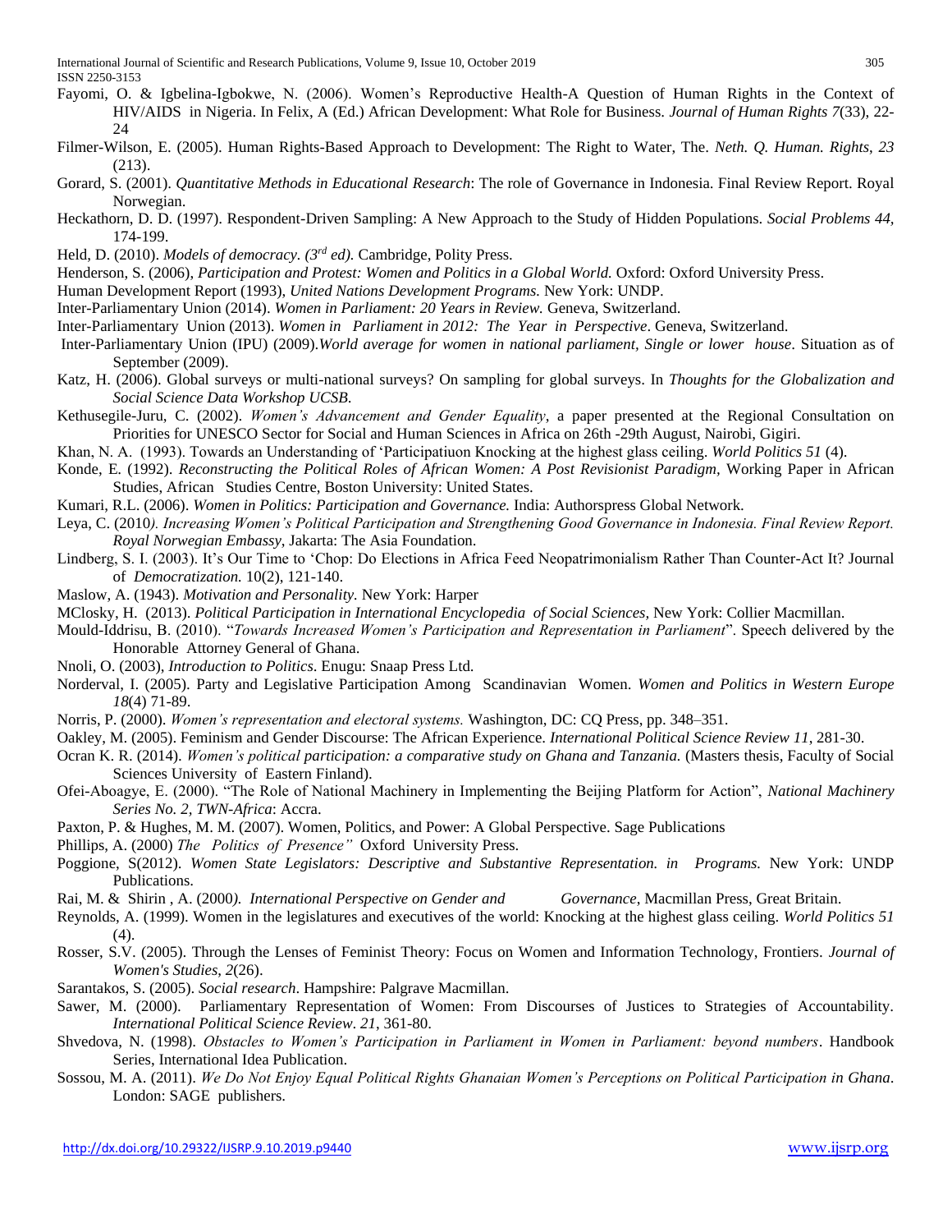Fayomi, O. & Igbelina-Igbokwe, N. (2006). Women's Reproductive Health-A Question of Human Rights in the Context of HIV/AIDS in Nigeria. In Felix, A (Ed.) African Development: What Role for Business. *Journal of Human Rights 7*(33), 22-24

Filmer-Wilson, E. (2005). Human Rights-Based Approach to Development: The Right to Water, The. *Neth. Q. Human. Rights*, *23* (213).

Gorard, S. (2001). *Quantitative Methods in Educational Research*: The role of Governance in Indonesia. Final Review Report. Royal Norwegian.

Heckathorn, D. D. (1997). Respondent-Driven Sampling: A New Approach to the Study of Hidden Populations. *Social Problems 44,* 174-199.

Held, D. (2010). *Models of democracy. (3rd ed).* Cambridge, Polity Press.

Henderson, S. (2006), *Participation and Protest: Women and Politics in a Global World.* Oxford: Oxford University Press.

Human Development Report (1993), *United Nations Development Programs.* New York: UNDP.

Inter-Parliamentary Union (2014). *Women in Parliament: 20 Years in Review.* Geneva, Switzerland.

Inter-Parliamentary Union (2013). *Women in Parliament in 2012: The Year in Perspective*. Geneva, Switzerland.

Inter-Parliamentary Union (IPU) (2009).*World average for women in national parliament, Single or lower house*. Situation as of September (2009).

Katz, H. (2006). Global surveys or multi-national surveys? On sampling for global surveys. In *Thoughts for the Globalization and Social Science Data Workshop UCSB.*

Kethusegile-Juru, C. (2002). *Women's Advancement and Gender Equality*, a paper presented at the Regional Consultation on Priorities for UNESCO Sector for Social and Human Sciences in Africa on 26th -29th August, Nairobi, Gigiri.

Khan, N. A. (1993). Towards an Understanding of 'Participatiuon Knocking at the highest glass ceiling. *World Politics 51* (4).

Konde, E. (1992). *Reconstructing the Political Roles of African Women: A Post Revisionist Paradigm,* Working Paper in African Studies, African Studies Centre, Boston University: United States.

Kumari, R.L. (2006). *Women in Politics: Participation and Governance.* India: Authorspress Global Network.

Leya, C. (2010*). Increasing Women's Political Participation and Strengthening Good Governance in Indonesia. Final Review Report. Royal Norwegian Embassy*, Jakarta: The Asia Foundation.

Lindberg, S. I. (2003). It's Our Time to 'Chop: Do Elections in Africa Feed Neopatrimonialism Rather Than Counter-Act It? Journal of *Democratization.* 10(2), 121-140.

Maslow, A. (1943). *Motivation and Personality.* New York: Harper

MClosky, H. (2013). *Political Participation in International Encyclopedia of Social Sciences,* New York: Collier Macmillan.

Mould-Iddrisu, B. (2010). "*Towards Increased Women's Participation and Representation in Parliament*". Speech delivered by the Honorable Attorney General of Ghana.

Nnoli, O. (2003), *Introduction to Politics*. Enugu: Snaap Press Ltd.

Norderval, I. (2005). Party and Legislative Participation Among Scandinavian Women. *Women and Politics in Western Europe 18*(4) 71-89.

Norris, P. (2000). *Women's representation and electoral systems.* Washington, DC: CQ Press, pp. 348–351.

Oakley, M. (2005). Feminism and Gender Discourse: The African Experience. *International Political Science Review 11*, 281-30.

Ocran K. R. (2014). *Women's political participation: a comparative study on Ghana and Tanzania.* (Masters thesis, Faculty of Social Sciences University of Eastern Finland).

Ofei-Aboagye, E. (2000). "The Role of National Machinery in Implementing the Beijing Platform for Action", *National Machinery Series No. 2, TWN-Africa*: Accra.

Paxton, P. & Hughes, M. M. (2007). Women, Politics, and Power: A Global Perspective. Sage Publications

Phillips, A. (2000) *The Politics of Presence"* Oxford University Press.

Poggione, S(2012). *Women State Legislators: Descriptive and Substantive Representation. in Programs.* New York: UNDP Publications.

Rai, M. & Shirin , A. (2000*). International Perspective on Gender and Governance*, Macmillan Press, Great Britain.

Reynolds, A. (1999). Women in the legislatures and executives of the world: Knocking at the highest glass ceiling. *World Politics 51* (4).

Rosser, S.V. (2005). Through the Lenses of Feminist Theory: Focus on Women and Information Technology, Frontiers. *Journal of Women's Studies*, *2*(26).

Sarantakos, S. (2005). *Social research*. Hampshire: Palgrave Macmillan.

Sawer, M. (2000). Parliamentary Representation of Women: From Discourses of Justices to Strategies of Accountability. *International Political Science Review*. *21*, 361-80.

Shvedova, N. (1998). *Obstacles to Women's Participation in Parliament in Women in Parliament: beyond numbers*. Handbook Series, International Idea Publication.

Sossou, M. A. (2011). *We Do Not Enjoy Equal Political Rights Ghanaian Women's Perceptions on Political Participation in Ghana*. London: SAGE publishers.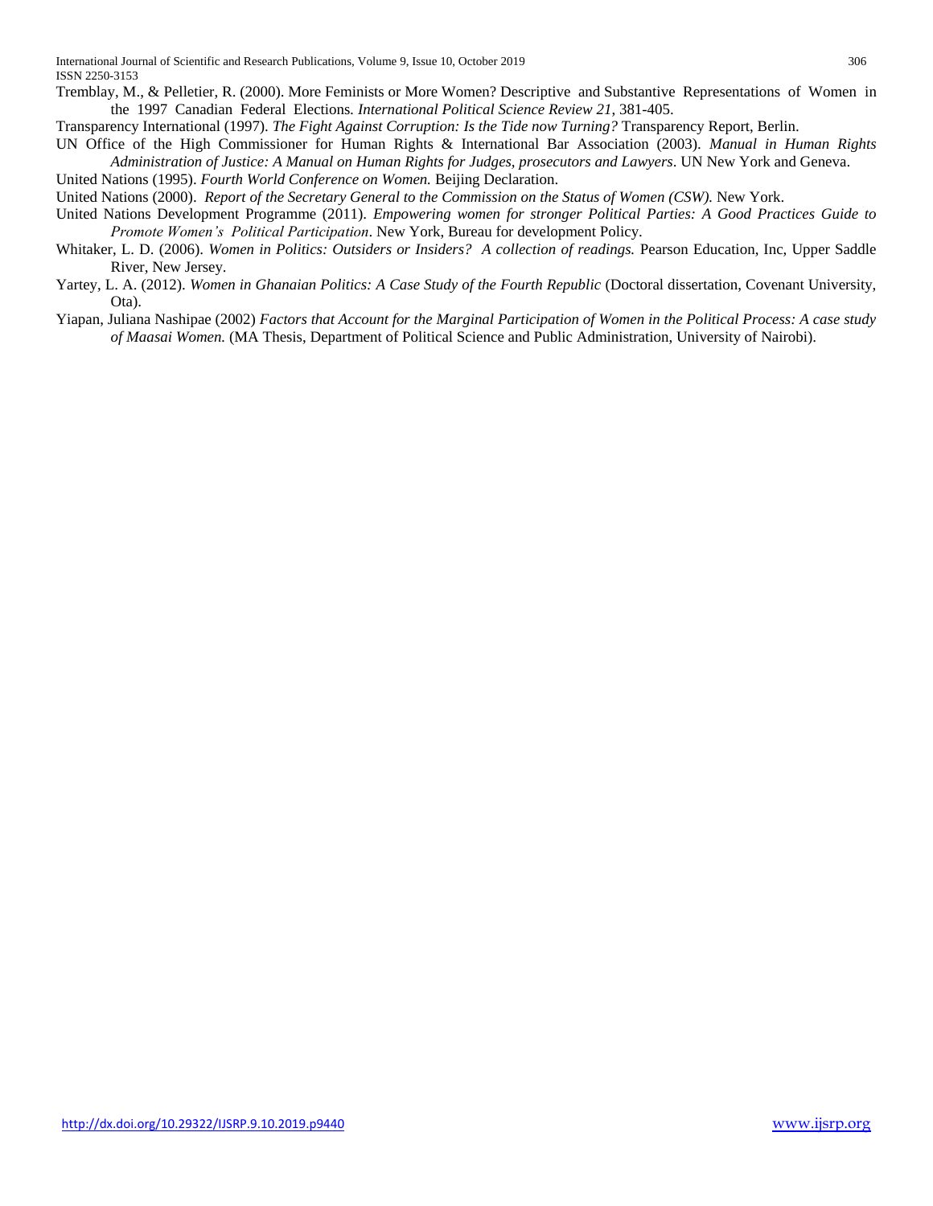Tremblay, M., & Pelletier, R. (2000). More Feminists or More Women? Descriptive and Substantive Representations of Women in the 1997 Canadian Federal Elections*. International Political Science Review 21*, 381-405.

Transparency International (1997). *The Fight Against Corruption: Is the Tide now Turning?* Transparency Report, Berlin.

UN Office of the High Commissioner for Human Rights & International Bar Association (2003). *Manual in Human Rights Administration of Justice: A Manual on Human Rights for Judges, prosecutors and Lawyers*. UN New York and Geneva.

United Nations (1995). *Fourth World Conference on Women.* Beijing Declaration.

United Nations (2000). *Report of the Secretary General to the Commission on the Status of Women (CSW).* New York.

United Nations Development Programme (2011). *Empowering women for stronger Political Parties: A Good Practices Guide to Promote Women's Political Participation*. New York, Bureau for development Policy.

Whitaker, L. D. (2006). *Women in Politics: Outsiders or Insiders? A collection of readings.* Pearson Education, Inc, Upper Saddle River, New Jersey.

Yartey, L. A. (2012). *Women in Ghanaian Politics: A Case Study of the Fourth Republic* (Doctoral dissertation, Covenant University, Ota).

Yiapan, Juliana Nashipae (2002) *Factors that Account for the Marginal Participation of Women in the Political Process: A case study of Maasai Women.* (MA Thesis, Department of Political Science and Public Administration, University of Nairobi).